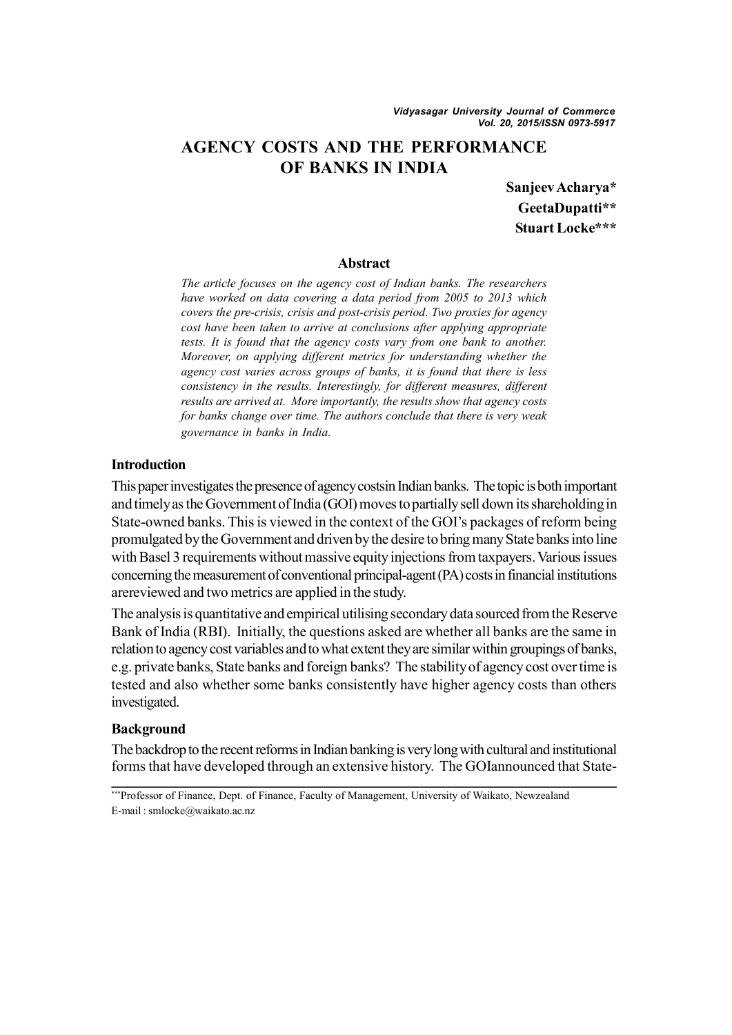# AGENCY COSTS AND THE PERFORMANCE OF BANKS IN INDIA

**Sanjeev Acharya***
**GeetaDupatti****
**Stuart Locke*****

### Abstract

*The article focuses on the agency cost of Indian banks. The researchers have worked on data covering a data period from 2005 to 2013 which covers the pre-crisis, crisis and post-crisis period. Two proxies for agency cost have been taken to arrive at conclusions after applying appropriate tests. It is found that the agency costs vary from one bank to another. Moreover, on applying different metrics for understanding whether the agency cost varies across groups of banks, it is found that there is less consistency in the results. Interestingly, for different measures, different results are arrived at. More importantly, the results show that agency costs for banks change over time. The authors conclude that there is very weak governance in banks in India.*

## Introduction

This paper investigates the presence of agency costsin Indian banks. The topic is both important and timely as the Government of India (GOI) moves to partially sell down its shareholding in State-owned banks. This is viewed in the context of the GOI's packages of reform being promulgated by the Government and driven by the desire to bring many State banks into line with Basel 3 requirements without massive equity injections from taxpayers. Various issues concerning the measurement of conventional principal-agent (PA) costs in financial institutions arereviewed and two metrics are applied in the study.

The analysis is quantitative and empirical utilising secondary data sourced from the Reserve Bank of India (RBI). Initially, the questions asked are whether all banks are the same in relation to agency cost variables and to what extent they are similar within groupings of banks, e.g. private banks, State banks and foreign banks? The stability of agency cost over time is tested and also whether some banks consistently have higher agency costs than others investigated.

## Background

The backdrop to the recent reforms in Indian banking is very long with cultural and institutional forms that have developed through an extensive history. The GOIannounced that State-

***Professor of Finance, Dept. of Finance, Faculty of Management, University of Waikato, Newzealand
E-mail : smlocke@waikato.ac.nz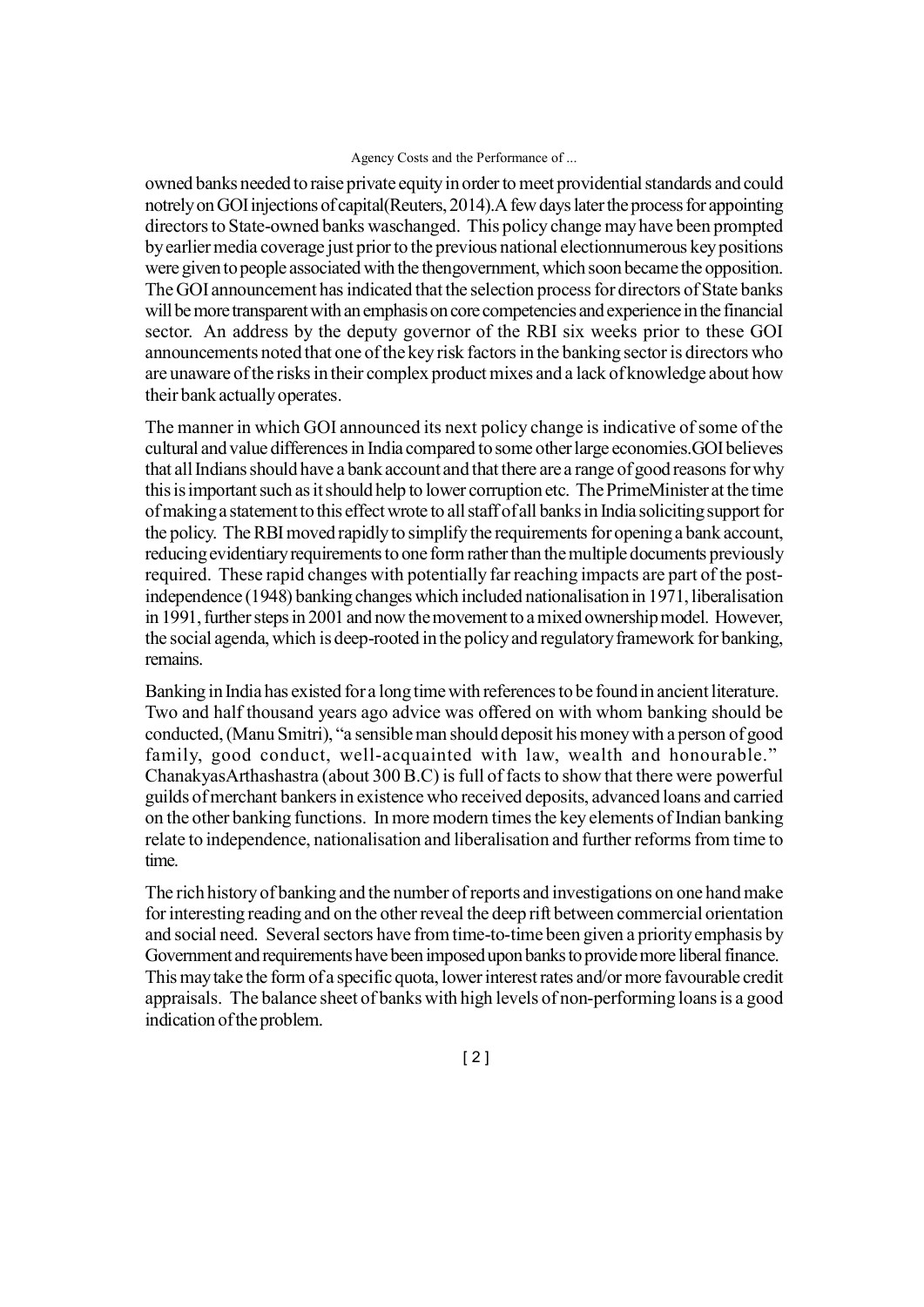owned banks needed to raise private equity in order to meet providential standards and could notrely on GOI injections of capital(Reuters, 2014).A few days later the process for appointing directors to State-owned banks waschanged. This policy change may have been prompted by earlier media coverage just prior to the previous national electionnumerous key positions were given to people associated with the thengovernment, which soon became the opposition. The GOI announcement has indicated that the selection process for directors of State banks will be more transparent with an emphasis on core competencies and experience in the financial sector. An address by the deputy governor of the RBI six weeks prior to these GOI announcements noted that one of the key risk factors in the banking sector is directors who are unaware of the risks in their complex product mixes and a lack of knowledge about how their bank actually operates.

The manner in which GOI announced its next policy change is indicative of some of the cultural and value differences in India compared to some other large economies.GOI believes that all Indians should have a bank account and that there are a range of good reasons for why this is important such as it should help to lower corruption etc. The PrimeMinister at the time of making a statement to this effect wrote to all staff of all banks in India soliciting support for the policy. The RBI moved rapidly to simplify the requirements for opening a bank account, reducing evidentiary requirements to one form rather than the multiple documents previously required. These rapid changes with potentially far reaching impacts are part of the post-independence (1948) banking changes which included nationalisation in 1971, liberalisation in 1991, further steps in 2001 and now the movement to a mixed ownership model. However, the social agenda, which is deep-rooted in the policy and regulatory framework for banking, remains.

Banking in India has existed for a long time with references to be found in ancient literature. Two and half thousand years ago advice was offered on with whom banking should be conducted, (Manu Smitri), "a sensible man should deposit his money with a person of good family, good conduct, well-acquainted with law, wealth and honourable." ChanakyasArthashastra (about 300 B.C) is full of facts to show that there were powerful guilds of merchant bankers in existence who received deposits, advanced loans and carried on the other banking functions. In more modern times the key elements of Indian banking relate to independence, nationalisation and liberalisation and further reforms from time to time.

The rich history of banking and the number of reports and investigations on one hand make for interesting reading and on the other reveal the deep rift between commercial orientation and social need. Several sectors have from time-to-time been given a priority emphasis by Government and requirements have been imposed upon banks to provide more liberal finance. This may take the form of a specific quota, lower interest rates and/or more favourable credit appraisals. The balance sheet of banks with high levels of non-performing loans is a good indication of the problem.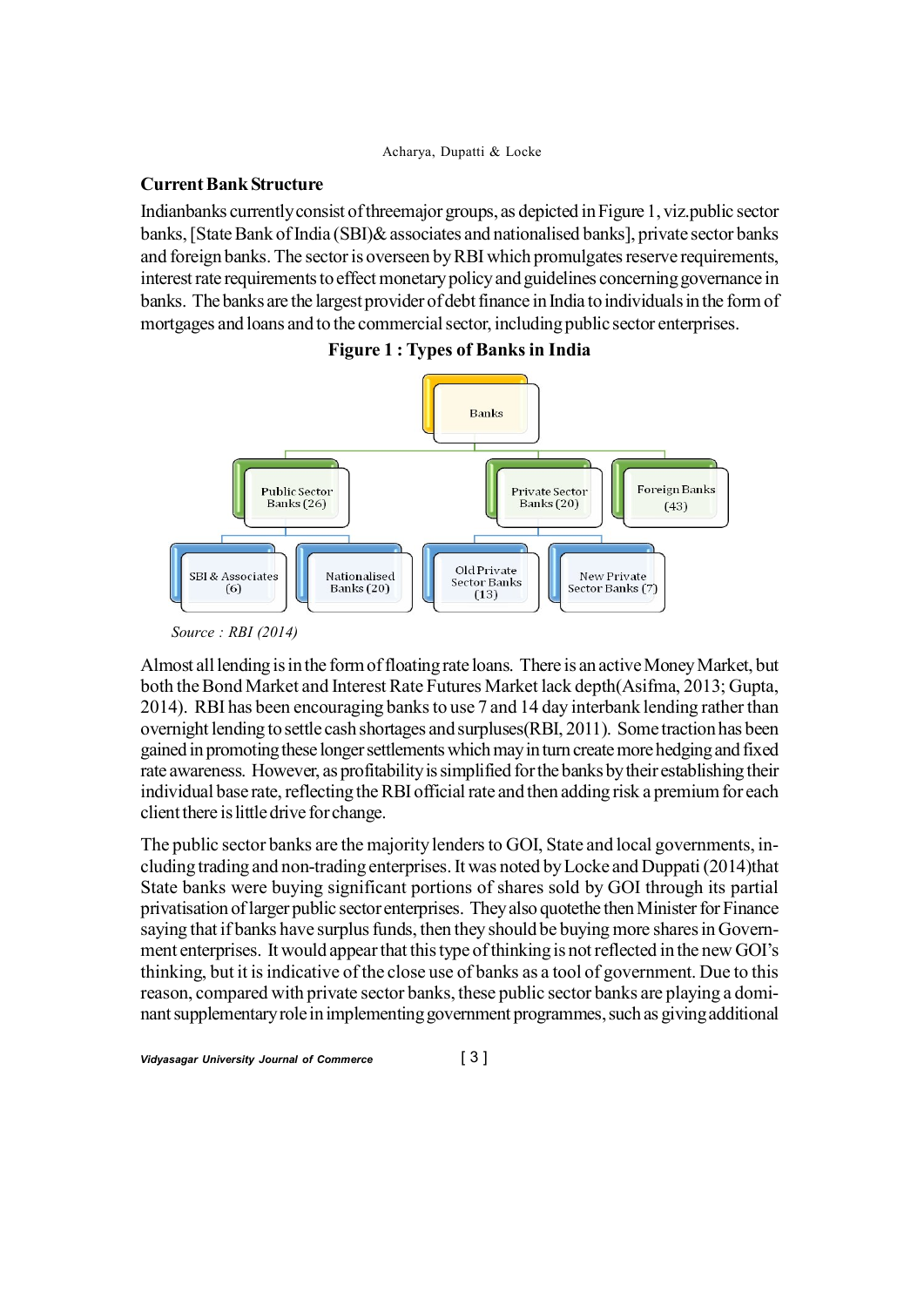## Current Bank Structure

Indianbanks currentlyconsist ofthreemajor groups, as depicted in Figure 1, viz.public sector banks, [State Bank of India (SBI)& associates and nationalised banks], private sector banks and foreign banks. The sector is overseen by RBI which promulgates reserve requirements, interest rate requirements to effect monetary policy and guidelines concerning governance in banks. The banks are the largest provider of debt finance in India to individuals in the form of mortgages and loans and to the commercial sector, including public sector enterprises.

**Figure 1 : Types of Banks in India**

- Banks
  - Public Sector Banks (26)
    - SBI & Associates (6)
    - Nationalised Banks (20)
  - Private Sector Banks (20)
    - Old Private Sector Banks (13)
    - New Private Sector Banks (7)
  - Foreign Banks (43)

*Source : RBI (2014)*

Almost all lending is in the form of floating rate loans. There is an active Money Market, but both the Bond Market and Interest Rate Futures Market lack depth(Asifma, 2013; Gupta, 2014). RBI has been encouraging banks to use 7 and 14 day interbank lending rather than overnight lending to settle cash shortages and surpluses(RBI, 2011). Some traction has been gained in promoting these longer settlements which may in turn create more hedging and fixed rate awareness. However, as profitability is simplified for the banks by their establishing their individual base rate, reflecting the RBI official rate and then adding risk a premium for each client there is little drive for change.

The public sector banks are the majority lenders to GOI, State and local governments, including trading and non-trading enterprises. It was noted by Locke and Duppati (2014)that State banks were buying significant portions of shares sold by GOI through its partial privatisation of larger public sector enterprises. They also quotethe then Minister for Finance saying that if banks have surplus funds, then they should be buying more shares in Government enterprises. It would appear that this type of thinking is not reflected in the new GOI's thinking, but it is indicative of the close use of banks as a tool of government. Due to this reason, compared with private sector banks, these public sector banks are playing a dominant supplementary role in implementing government programmes, such as giving additional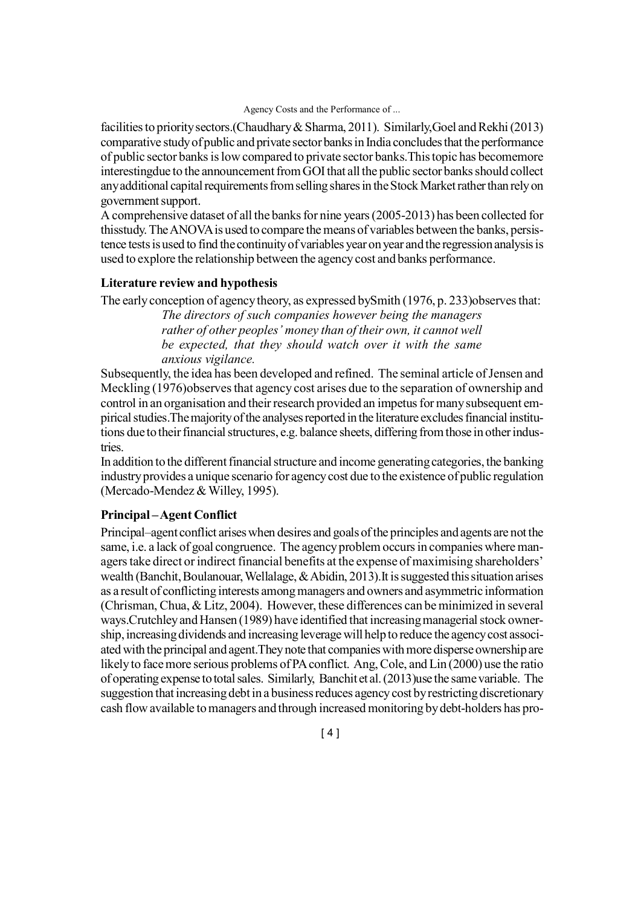facilities to priority sectors.(Chaudhary & Sharma, 2011). Similarly,Goel and Rekhi (2013) comparative study of public and private sector banks in India concludes that the performance of public sector banks is low compared to private sector banks.This topic has becomemore interestingdue to the announcement from GOI that all the public sector banks should collect any additional capital requirements from selling shares in the Stock Market rather than rely on government support.

A comprehensive dataset of all the banks for nine years (2005-2013) has been collected for thisstudy. The ANOVA is used to compare the means of variables between the banks, persistence tests is used to find the continuity of variables year on year and the regression analysis is used to explore the relationship between the agency cost and banks performance.

### Literature review and hypothesis

The early conception of agency theory, as expressed bySmith (1976, p. 233)observes that:

> *The directors of such companies however being the managers rather of other peoples' money than of their own, it cannot well be expected, that they should watch over it with the same anxious vigilance.*

Subsequently, the idea has been developed and refined. The seminal article of Jensen and Meckling (1976)observes that agency cost arises due to the separation of ownership and control in an organisation and their research provided an impetus for many subsequent empirical studies.The majority of the analyses reported in the literature excludes financial institutions due to their financial structures, e.g. balance sheets, differing from those in other industries.

In addition to the different financial structure and income generating categories, the banking industry provides a unique scenario for agency cost due to the existence of public regulation (Mercado-Mendez & Willey, 1995).

### Principal – Agent Conflict

Principal–agent conflict arises when desires and goals of the principles and agents are not the same, i.e. a lack of goal congruence. The agency problem occurs in companies where managers take direct or indirect financial benefits at the expense of maximising shareholders' wealth (Banchit, Boulanouar, Wellalage, & Abidin, 2013).It is suggested this situation arises as a result of conflicting interests among managers and owners and asymmetric information (Chrisman, Chua, & Litz, 2004). However, these differences can be minimized in several ways.Crutchley and Hansen (1989) have identified that increasing managerial stock ownership, increasing dividends and increasing leverage will help to reduce the agency cost associated with the principal and agent.They note that companies with more disperse ownership are likely to face more serious problems of PA conflict. Ang, Cole, and Lin (2000) use the ratio of operating expense to total sales. Similarly, Banchit et al. (2013)use the same variable. The suggestion that increasing debt in a business reduces agency cost by restricting discretionary cash flow available to managers and through increased monitoring by debt-holders has pro-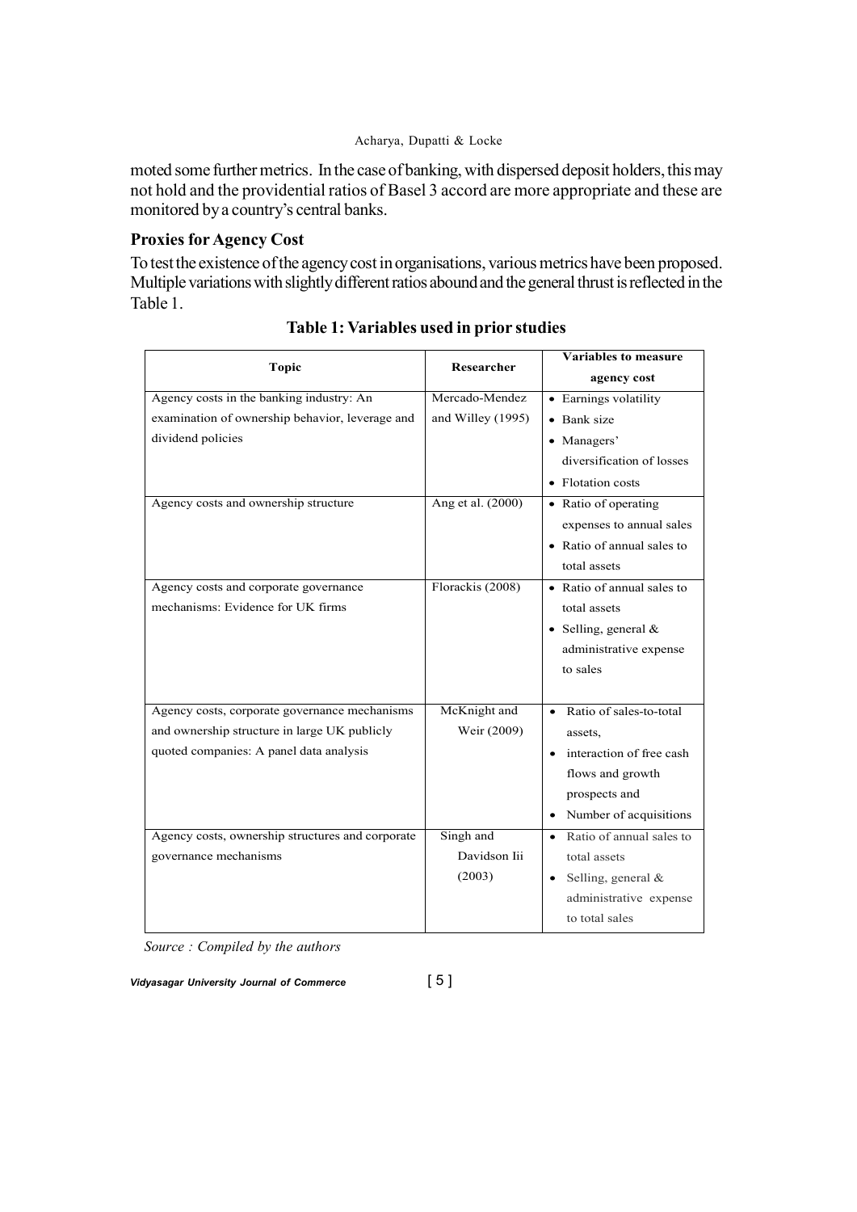moted some further metrics. In the case of banking, with dispersed deposit holders, this may not hold and the providential ratios of Basel 3 accord are more appropriate and these are monitored by a country's central banks.

### Proxies for Agency Cost

To test the existence of the agency cost in organisations, various metrics have been proposed. Multiple variations with slightly different ratios abound and the general thrust is reflected in the Table 1.

**Table 1: Variables used in prior studies**

| Topic | Researcher | Variables to measure agency cost |
|---|---|---|
| Agency costs in the banking industry: An examination of ownership behavior, leverage and dividend policies | Mercado-Mendez and Willey (1995) | • Earnings volatility<br>• Bank size<br>• Managers' diversification of losses<br>• Flotation costs |
| Agency costs and ownership structure | Ang et al. (2000) | • Ratio of operating expenses to annual sales<br>• Ratio of annual sales to total assets |
| Agency costs and corporate governance mechanisms: Evidence for UK firms | Florackis (2008) | • Ratio of annual sales to total assets<br>• Selling, general & administrative expense to sales |
| Agency costs, corporate governance mechanisms and ownership structure in large UK publicly quoted companies: A panel data analysis | McKnight and Weir (2009) | • Ratio of sales-to-total assets,<br>• interaction of free cash flows and growth prospects and<br>• Number of acquisitions |
| Agency costs, ownership structures and corporate governance mechanisms | Singh and Davidson Iii (2003) | • Ratio of annual sales to total assets<br>• Selling, general & administrative expense to total sales |

*Source : Compiled by the authors*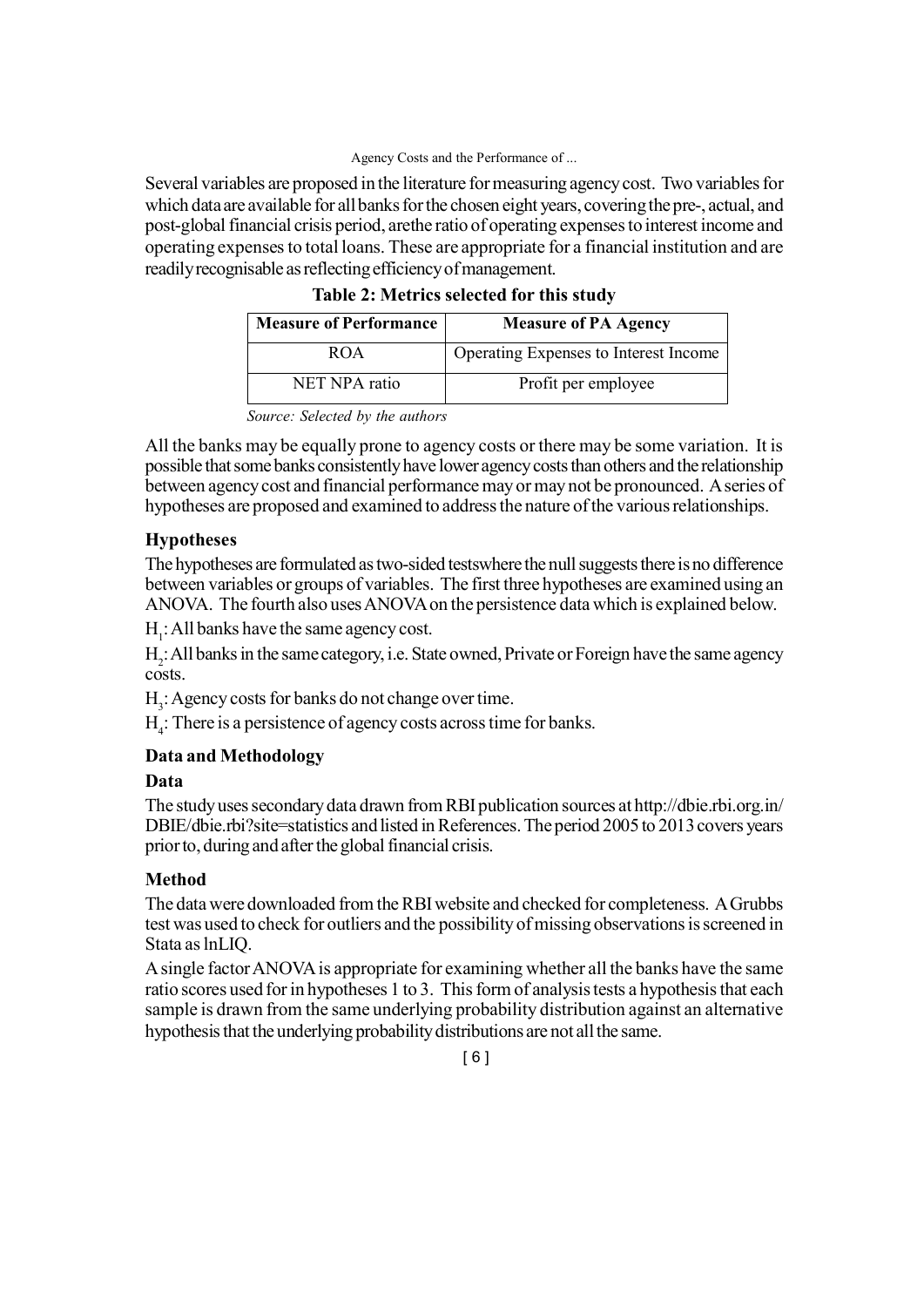Several variables are proposed in the literature for measuring agency cost. Two variables for which data are available for all banks for the chosen eight years, covering the pre-, actual, and post-global financial crisis period, arethe ratio of operating expenses to interest income and operating expenses to total loans. These are appropriate for a financial institution and are readily recognisable as reflecting efficiency of management.

**Table 2: Metrics selected for this study**

| Measure of Performance | Measure of PA Agency |
|---|---|
| ROA | Operating Expenses to Interest Income |
| NET NPA ratio | Profit per employee |

*Source: Selected by the authors*

All the banks may be equally prone to agency costs or there may be some variation. It is possible that some banks consistently have lower agency costs than others and the relationship between agency cost and financial performance may or may not be pronounced. A series of hypotheses are proposed and examined to address the nature of the various relationships.

### Hypotheses

The hypotheses are formulated as two-sided testswhere the null suggests there is no difference between variables or groups of variables. The first three hypotheses are examined using an ANOVA. The fourth also uses ANOVA on the persistence data which is explained below.

$H_1$: All banks have the same agency cost.

$H_2$: All banks in the same category, i.e. State owned, Private or Foreign have the same agency costs.

$H_3$: Agency costs for banks do not change over time.

$H_4$: There is a persistence of agency costs across time for banks.

### Data and Methodology

#### Data

The study uses secondary data drawn from RBI publication sources at http://dbie.rbi.org.in/DBIE/dbie.rbi?site=statistics and listed in References. The period 2005 to 2013 covers years prior to, during and after the global financial crisis.

#### Method

The data were downloaded from the RBI website and checked for completeness. A Grubbs test was used to check for outliers and the possibility of missing observations is screened in Stata as lnLIQ.

A single factor ANOVA is appropriate for examining whether all the banks have the same ratio scores used for in hypotheses 1 to 3. This form of analysis tests a hypothesis that each sample is drawn from the same underlying probability distribution against an alternative hypothesis that the underlying probability distributions are not all the same.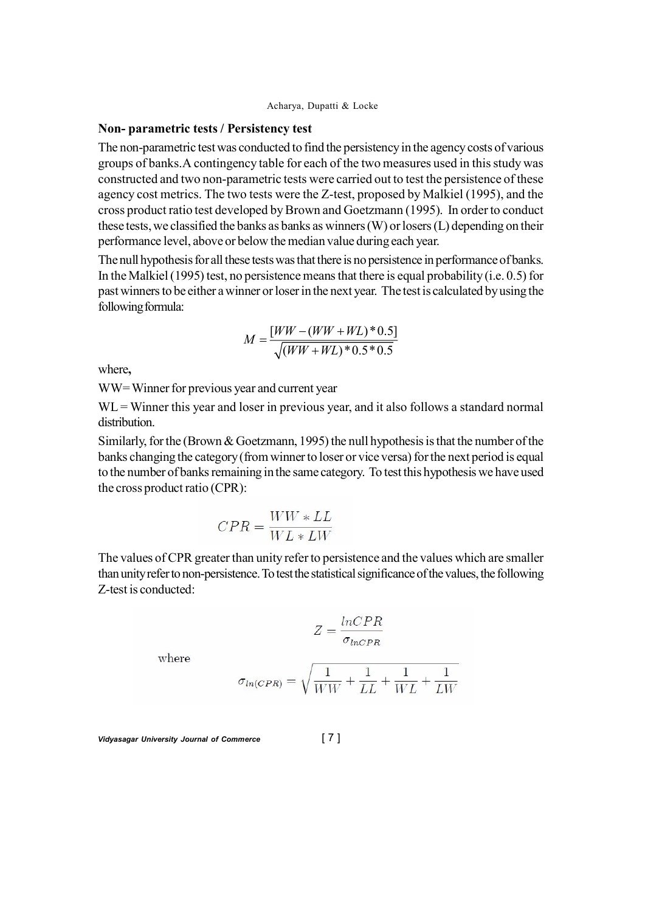### Non- parametric tests / Persistency test

The non-parametric test was conducted to find the persistency in the agency costs of various groups of banks.A contingency table for each of the two measures used in this study was constructed and two non-parametric tests were carried out to test the persistence of these agency cost metrics. The two tests were the Z-test, proposed by Malkiel (1995), and the cross product ratio test developed by Brown and Goetzmann (1995). In order to conduct these tests, we classified the banks as banks as winners (W) or losers (L) depending on their performance level, above or below the median value during each year.

The null hypothesis for all these tests was that there is no persistence in performance of banks. In the Malkiel (1995) test, no persistence means that there is equal probability (i.e. 0.5) for past winners to be either a winner or loser in the next year. The test is calculated by using the following formula:

$$M = \frac{[WW - (WW + WL) * 0.5]}{\sqrt{(WW + WL) * 0.5 * 0.5}}$$

where,

WW= Winner for previous year and current year

WL = Winner this year and loser in previous year, and it also follows a standard normal distribution.

Similarly, for the (Brown & Goetzmann, 1995) the null hypothesis is that the number of the banks changing the category (from winner to loser or vice versa) for the next period is equal to the number of banks remaining in the same category. To test this hypothesis we have used the cross product ratio (CPR):

$$CPR = \frac{WW * LL}{WL * LW}$$

The values of CPR greater than unity refer to persistence and the values which are smaller than unity refer to non-persistence. To test the statistical significance of the values, the following Z-test is conducted:

$$Z = \frac{lnCPR}{\sigma_{lnCPR}}$$

where

$$\sigma_{ln(CPR)} = \sqrt{\frac{1}{WW} + \frac{1}{LL} + \frac{1}{WL} + \frac{1}{LW}}$$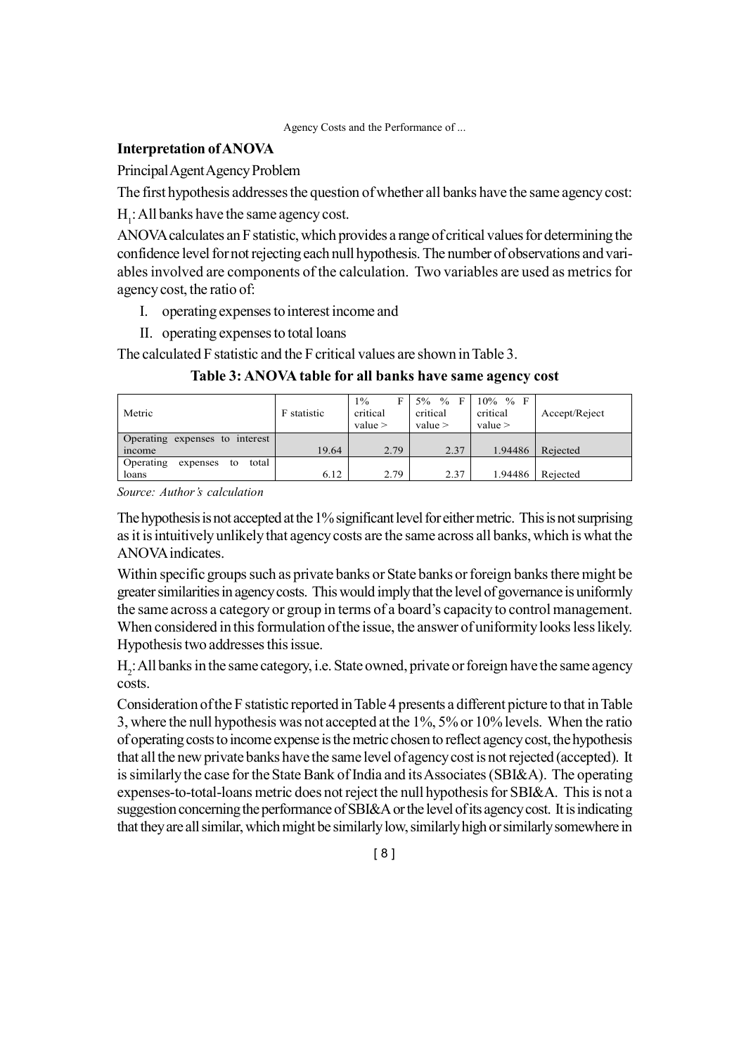### Interpretation of ANOVA

Principal Agent Agency Problem

The first hypothesis addresses the question of whether all banks have the same agency cost:

$H_1$: All banks have the same agency cost.

ANOVA calculates an F statistic, which provides a range of critical values for determining the confidence level for not rejecting each null hypothesis. The number of observations and variables involved are components of the calculation. Two variables are used as metrics for agency cost, the ratio of:

I. operating expenses to interest income and
II. operating expenses to total loans

The calculated F statistic and the F critical values are shown in Table 3.

**Table 3: ANOVA table for all banks have same agency cost**

| Metric | F statistic | 1% F critical value > | 5% % F critical value > | 10% % F critical value > | Accept/Reject |
|---|---|---|---|---|---|
| Operating expenses to interest income | 19.64 | 2.79 | 2.37 | 1.94486 | Rejected |
| Operating expenses to total loans | 6.12 | 2.79 | 2.37 | 1.94486 | Rejected |

*Source: Author's calculation*

The hypothesis is not accepted at the 1% significant level for either metric. This is not surprising as it is intuitively unlikely that agency costs are the same across all banks, which is what the ANOVA indicates.

Within specific groups such as private banks or State banks or foreign banks there might be greater similarities in agency costs. This would imply that the level of governance is uniformly the same across a category or group in terms of a board's capacity to control management. When considered in this formulation of the issue, the answer of uniformity looks less likely. Hypothesis two addresses this issue.

$H_2$: All banks in the same category, i.e. State owned, private or foreign have the same agency costs.

Consideration of the F statistic reported in Table 4 presents a different picture to that in Table 3, where the null hypothesis was not accepted at the 1%, 5% or 10% levels. When the ratio of operating costs to income expense is the metric chosen to reflect agency cost, the hypothesis that all the new private banks have the same level of agency cost is not rejected (accepted). It is similarly the case for the State Bank of India and its Associates (SBI&A). The operating expenses-to-total-loans metric does not reject the null hypothesis for SBI&A. This is not a suggestion concerning the performance of SBI&A or the level of its agency cost. It is indicating that they are all similar, which might be similarly low, similarly high or similarly somewhere in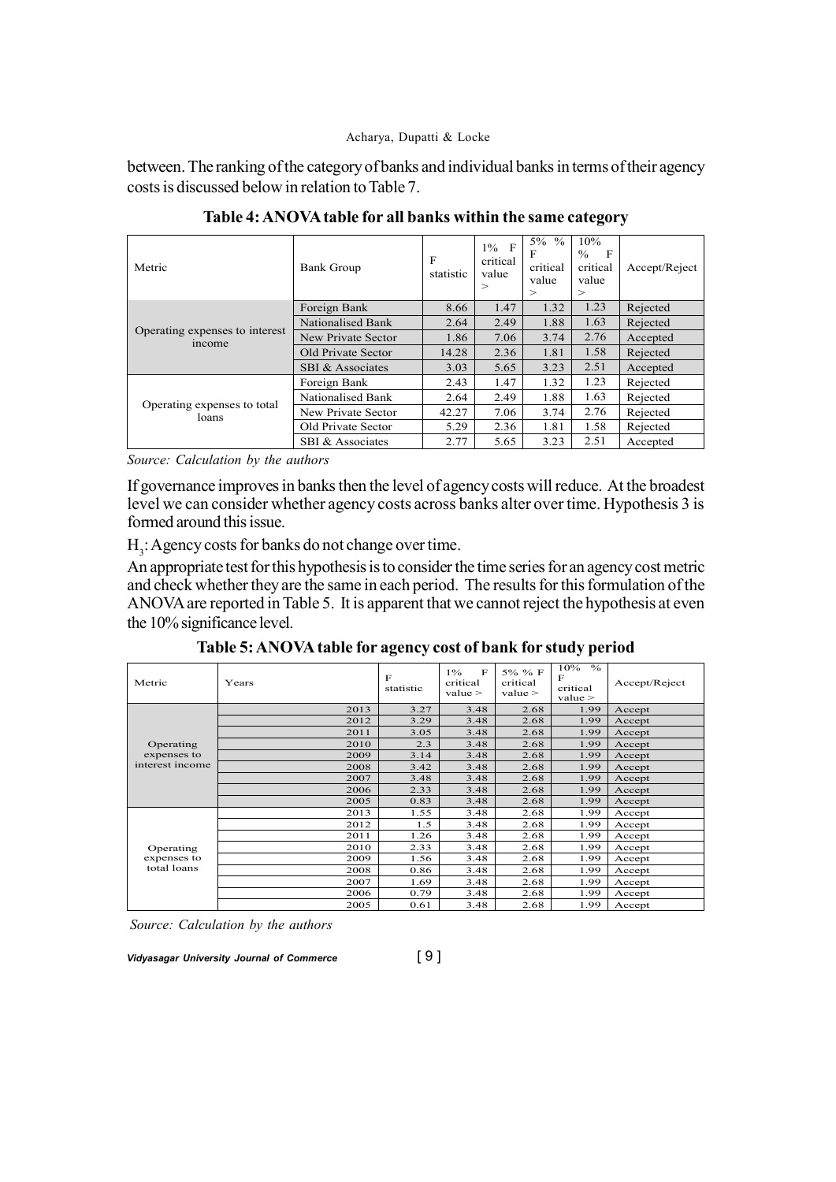between. The ranking of the category of banks and individual banks in terms of their agency costs is discussed below in relation to Table 7.

**Table 4: ANOVA table for all banks within the same category**

| Metric | Bank Group | F statistic | 1% F critical value > | 5% % F critical value > | 10% % F critical value > | Accept/Reject |
|---|---|---|---|---|---|---|
| Operating expenses to interest income | Foreign Bank | 8.66 | 1.47 | 1.32 | 1.23 | Rejected |
| | Nationalised Bank | 2.64 | 2.49 | 1.88 | 1.63 | Rejected |
| | New Private Sector | 1.86 | 7.06 | 3.74 | 2.76 | Accepted |
| | Old Private Sector | 14.28 | 2.36 | 1.81 | 1.58 | Rejected |
| | SBI & Associates | 3.03 | 5.65 | 3.23 | 2.51 | Accepted |
| Operating expenses to total loans | Foreign Bank | 2.43 | 1.47 | 1.32 | 1.23 | Rejected |
| | Nationalised Bank | 2.64 | 2.49 | 1.88 | 1.63 | Rejected |
| | New Private Sector | 42.27 | 7.06 | 3.74 | 2.76 | Rejected |
| | Old Private Sector | 5.29 | 2.36 | 1.81 | 1.58 | Rejected |
| | SBI & Associates | 2.77 | 5.65 | 3.23 | 2.51 | Accepted |

*Source: Calculation by the authors*

If governance improves in banks then the level of agency costs will reduce. At the broadest level we can consider whether agency costs across banks alter over time. Hypothesis 3 is formed around this issue.

$H_3$: Agency costs for banks do not change over time.

An appropriate test for this hypothesis is to consider the time series for an agency cost metric and check whether they are the same in each period. The results for this formulation of the ANOVA are reported in Table 5. It is apparent that we cannot reject the hypothesis at even the 10% significance level.

**Table 5: ANOVA table for agency cost of bank for study period**

| Metric | Years | F statistic | 1% F critical value > | 5% % F critical value > | 10% % F critical value > | Accept/Reject |
|---|---|---|---|---|---|---|
| Operating expenses to interest income | 2013 | 3.27 | 3.48 | 2.68 | 1.99 | Accept |
| | 2012 | 3.29 | 3.48 | 2.68 | 1.99 | Accept |
| | 2011 | 3.05 | 3.48 | 2.68 | 1.99 | Accept |
| | 2010 | 2.3 | 3.48 | 2.68 | 1.99 | Accept |
| | 2009 | 3.14 | 3.48 | 2.68 | 1.99 | Accept |
| | 2008 | 3.42 | 3.48 | 2.68 | 1.99 | Accept |
| | 2007 | 3.48 | 3.48 | 2.68 | 1.99 | Accept |
| | 2006 | 2.33 | 3.48 | 2.68 | 1.99 | Accept |
| | 2005 | 0.83 | 3.48 | 2.68 | 1.99 | Accept |
| Operating expenses to total loans | 2013 | 1.55 | 3.48 | 2.68 | 1.99 | Accept |
| | 2012 | 1.5 | 3.48 | 2.68 | 1.99 | Accept |
| | 2011 | 1.26 | 3.48 | 2.68 | 1.99 | Accept |
| | 2010 | 2.33 | 3.48 | 2.68 | 1.99 | Accept |
| | 2009 | 1.56 | 3.48 | 2.68 | 1.99 | Accept |
| | 2008 | 0.86 | 3.48 | 2.68 | 1.99 | Accept |
| | 2007 | 1.69 | 3.48 | 2.68 | 1.99 | Accept |
| | 2006 | 0.79 | 3.48 | 2.68 | 1.99 | Accept |
| | 2005 | 0.61 | 3.48 | 2.68 | 1.99 | Accept |

*Source: Calculation by the authors*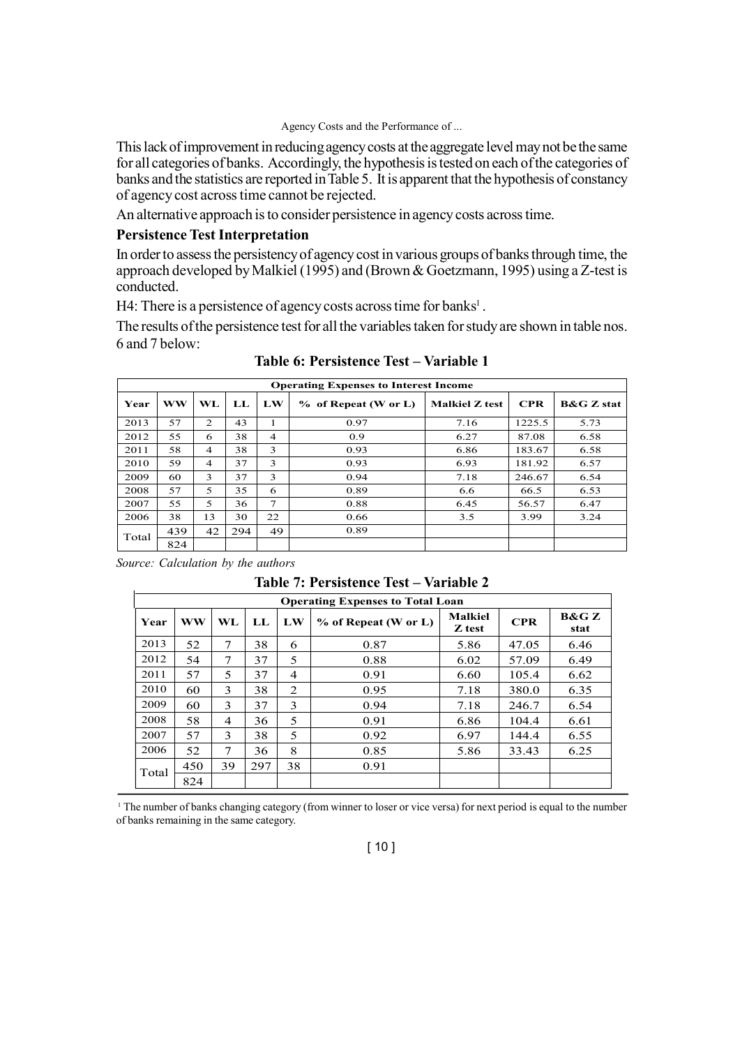This lack of improvement in reducing agency costs at the aggregate level may not be the same for all categories of banks. Accordingly, the hypothesis is tested on each of the categories of banks and the statistics are reported in Table 5. It is apparent that the hypothesis of constancy of agency cost across time cannot be rejected.

An alternative approach is to consider persistence in agency costs across time.

### Persistence Test Interpretation

In order to assess the persistency of agency cost in various groups of banks through time, the approach developed by Malkiel (1995) and (Brown & Goetzmann, 1995) using a Z-test is conducted.

H4: There is a persistence of agency costs across time for banks[1].

The results of the persistence test for all the variables taken for study are shown in table nos. 6 and 7 below:

**Table 6: Persistence Test – Variable 1**

| Operating Expenses to Interest Income | | | | | | | | |
|---|---|---|---|---|---|---|---|---|
| Year | WW | WL | LL | LW | % of Repeat (W or L) | Malkiel Z test | CPR | B&G Z stat |
| 2013 | 57 | 2 | 43 | 1 | 0.97 | 7.16 | 1225.5 | 5.73 |
| 2012 | 55 | 6 | 38 | 4 | 0.9 | 6.27 | 87.08 | 6.58 |
| 2011 | 58 | 4 | 38 | 3 | 0.93 | 6.86 | 183.67 | 6.58 |
| 2010 | 59 | 4 | 37 | 3 | 0.93 | 6.93 | 181.92 | 6.57 |
| 2009 | 60 | 3 | 37 | 3 | 0.94 | 7.18 | 246.67 | 6.54 |
| 2008 | 57 | 5 | 35 | 6 | 0.89 | 6.6 | 66.5 | 6.53 |
| 2007 | 55 | 5 | 36 | 7 | 0.88 | 6.45 | 56.57 | 6.47 |
| 2006 | 38 | 13 | 30 | 22 | 0.66 | 3.5 | 3.99 | 3.24 |
| Total | 439 | 42 | 294 | 49 | 0.89 | | | |
| | 824 | | | | | | | |

*Source: Calculation by the authors*

**Table 7: Persistence Test – Variable 2**

| Operating Expenses to Total Loan | | | | | | | | |
|---|---|---|---|---|---|---|---|---|
| Year | WW | WL | LL | LW | % of Repeat (W or L) | Malkiel Z test | CPR | B&G Z stat |
| 2013 | 52 | 7 | 38 | 6 | 0.87 | 5.86 | 47.05 | 6.46 |
| 2012 | 54 | 7 | 37 | 5 | 0.88 | 6.02 | 57.09 | 6.49 |
| 2011 | 57 | 5 | 37 | 4 | 0.91 | 6.60 | 105.4 | 6.62 |
| 2010 | 60 | 3 | 38 | 2 | 0.95 | 7.18 | 380.0 | 6.35 |
| 2009 | 60 | 3 | 37 | 3 | 0.94 | 7.18 | 246.7 | 6.54 |
| 2008 | 58 | 4 | 36 | 5 | 0.91 | 6.86 | 104.4 | 6.61 |
| 2007 | 57 | 3 | 38 | 5 | 0.92 | 6.97 | 144.4 | 6.55 |
| 2006 | 52 | 7 | 36 | 8 | 0.85 | 5.86 | 33.43 | 6.25 |
| Total | 450 | 39 | 297 | 38 | 0.91 | | | |
| | 824 | | | | | | | |

[1] The number of banks changing category (from winner to loser or vice versa) for next period is equal to the number of banks remaining in the same category.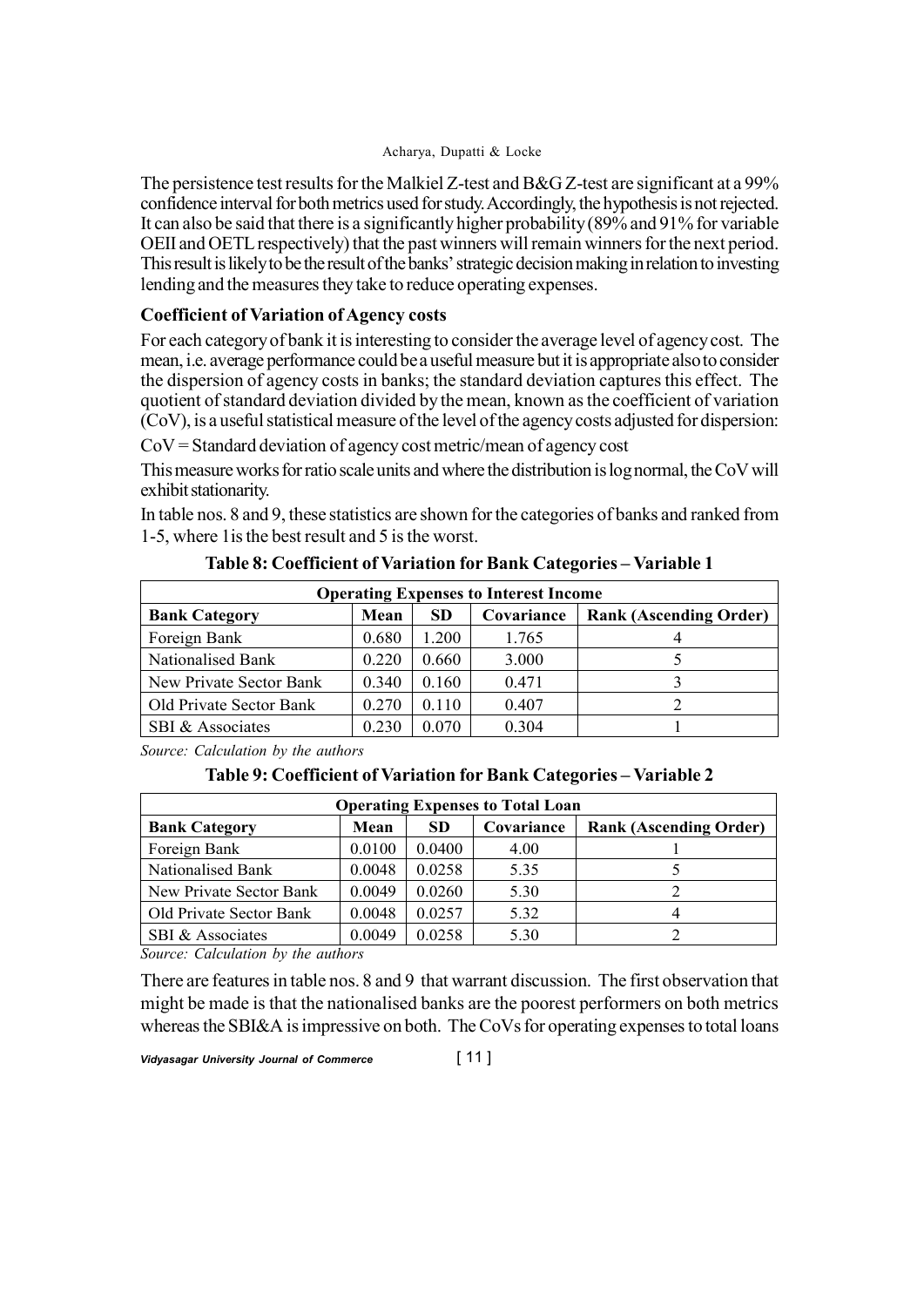The persistence test results for the Malkiel Z-test and B&G Z-test are significant at a 99% confidence interval for both metrics used for study. Accordingly, the hypothesis is not rejected. It can also be said that there is a significantly higher probability (89% and 91% for variable OEII and OETL respectively) that the past winners will remain winners for the next period. This result is likely to be the result of the banks' strategic decision making in relation to investing lending and the measures they take to reduce operating expenses.

### Coefficient of Variation of Agency costs

For each category of bank it is interesting to consider the average level of agency cost. The mean, i.e. average performance could be a useful measure but it is appropriate also to consider the dispersion of agency costs in banks; the standard deviation captures this effect. The quotient of standard deviation divided by the mean, known as the coefficient of variation (CoV), is a useful statistical measure of the level of the agency costs adjusted for dispersion:

CoV = Standard deviation of agency cost metric/mean of agency cost

This measure works for ratio scale units and where the distribution is log normal, the CoV will exhibit stationarity.

In table nos. 8 and 9, these statistics are shown for the categories of banks and ranked from 1-5, where 1is the best result and 5 is the worst.

**Table 8: Coefficient of Variation for Bank Categories – Variable 1**

| Operating Expenses to Interest Income | | | | |
|---|---|---|---|---|
| **Bank Category** | **Mean** | **SD** | **Covariance** | **Rank (Ascending Order)** |
| Foreign Bank | 0.680 | 1.200 | 1.765 | 4 |
| Nationalised Bank | 0.220 | 0.660 | 3.000 | 5 |
| New Private Sector Bank | 0.340 | 0.160 | 0.471 | 3 |
| Old Private Sector Bank | 0.270 | 0.110 | 0.407 | 2 |
| SBI & Associates | 0.230 | 0.070 | 0.304 | 1 |

*Source: Calculation by the authors*

**Table 9: Coefficient of Variation for Bank Categories – Variable 2**

| Operating Expenses to Total Loan | | | | |
|---|---|---|---|---|
| **Bank Category** | **Mean** | **SD** | **Covariance** | **Rank (Ascending Order)** |
| Foreign Bank | 0.0100 | 0.0400 | 4.00 | 1 |
| Nationalised Bank | 0.0048 | 0.0258 | 5.35 | 5 |
| New Private Sector Bank | 0.0049 | 0.0260 | 5.30 | 2 |
| Old Private Sector Bank | 0.0048 | 0.0257 | 5.32 | 4 |
| SBI & Associates | 0.0049 | 0.0258 | 5.30 | 2 |

*Source: Calculation by the authors*

There are features in table nos. 8 and 9 that warrant discussion. The first observation that might be made is that the nationalised banks are the poorest performers on both metrics whereas the SBI&A is impressive on both. The CoVs for operating expenses to total loans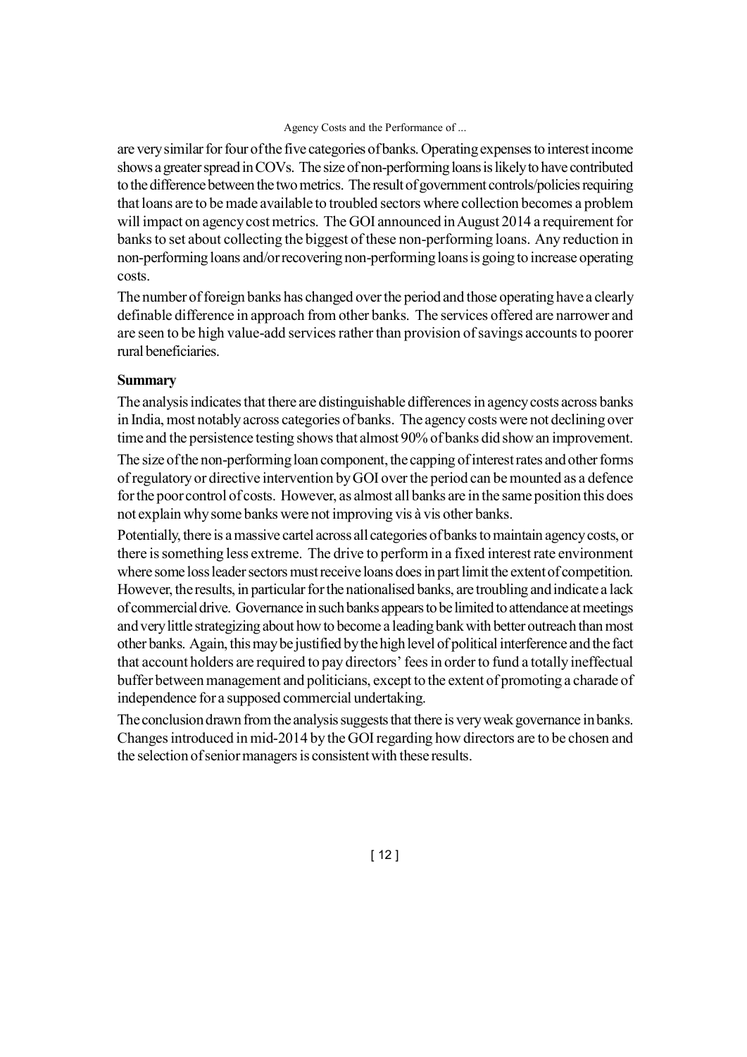are very similar for four of the five categories of banks. Operating expenses to interest income shows a greater spread in COVs. The size of non-performing loans is likely to have contributed to the difference between the two metrics. The result of government controls/policies requiring that loans are to be made available to troubled sectors where collection becomes a problem will impact on agency cost metrics. The GOI announced in August 2014 a requirement for banks to set about collecting the biggest of these non-performing loans. Any reduction in non-performing loans and/or recovering non-performing loans is going to increase operating costs.

The number of foreign banks has changed over the period and those operating have a clearly definable difference in approach from other banks. The services offered are narrower and are seen to be high value-add services rather than provision of savings accounts to poorer rural beneficiaries.

**Summary**

The analysis indicates that there are distinguishable differences in agency costs across banks in India, most notably across categories of banks. The agency costs were not declining over time and the persistence testing shows that almost 90% of banks did show an improvement.

The size of the non-performing loan component, the capping of interest rates and other forms of regulatory or directive intervention by GOI over the period can be mounted as a defence for the poor control of costs. However, as almost all banks are in the same position this does not explain why some banks were not improving vis à vis other banks.

Potentially, there is a massive cartel across all categories of banks to maintain agency costs, or there is something less extreme. The drive to perform in a fixed interest rate environment where some loss leader sectors must receive loans does in part limit the extent of competition. However, the results, in particular for the nationalised banks, are troubling and indicate a lack of commercial drive. Governance in such banks appears to be limited to attendance at meetings and very little strategizing about how to become a leading bank with better outreach than most other banks. Again, this may be justified by the high level of political interference and the fact that account holders are required to pay directors' fees in order to fund a totally ineffectual buffer between management and politicians, except to the extent of promoting a charade of independence for a supposed commercial undertaking.

The conclusion drawn from the analysis suggests that there is very weak governance in banks. Changes introduced in mid-2014 by the GOI regarding how directors are to be chosen and the selection of senior managers is consistent with these results.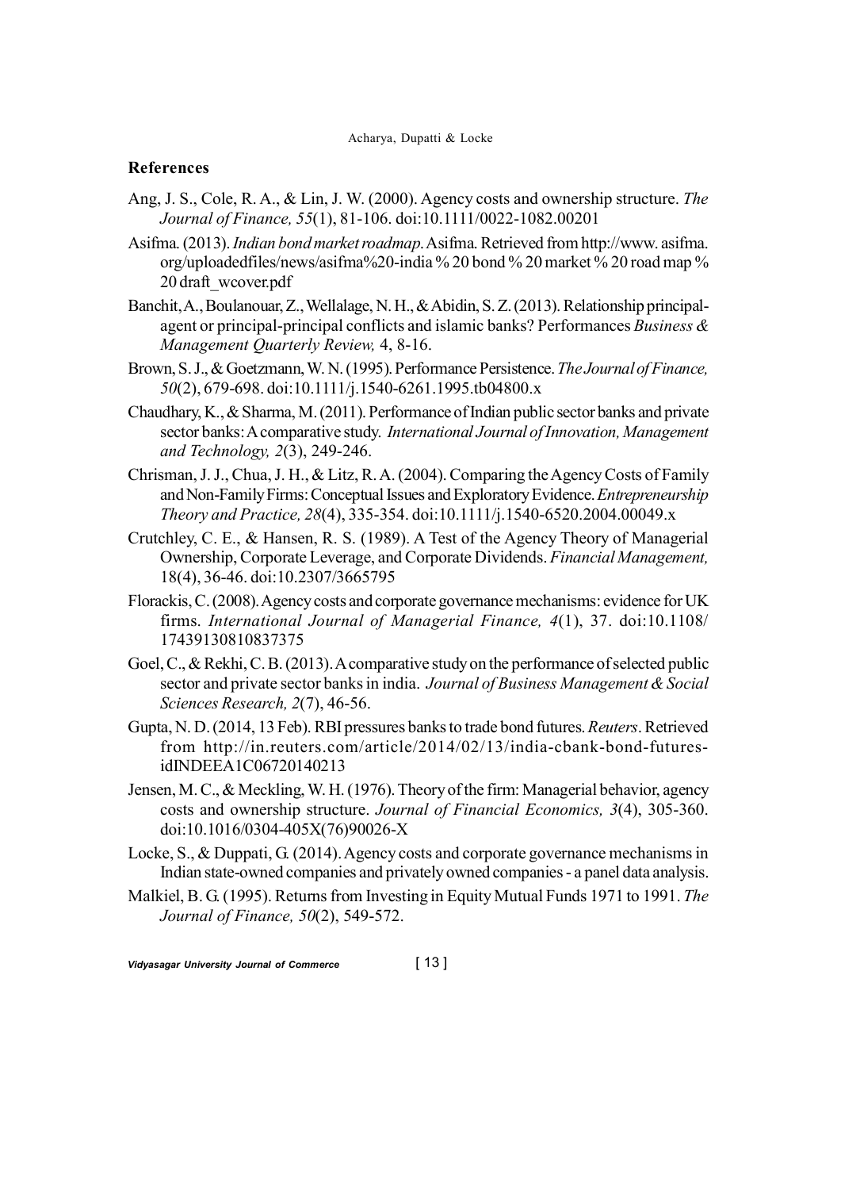## References

Ang, J. S., Cole, R. A., & Lin, J. W. (2000). Agency costs and ownership structure. *The Journal of Finance, 55*(1), 81-106. doi:10.1111/0022-1082.00201

Asifma. (2013). *Indian bond market roadmap*. Asifma. Retrieved from http://www. asifma. org/uploadedfiles/news/asifma%20-india % 20 bond % 20 market % 20 road map % 20 draft_wcover.pdf

Banchit, A., Boulanouar, Z., Wellalage, N. H., & Abidin, S. Z. (2013). Relationship principal-agent or principal-principal conflicts and islamic banks? Performances *Business & Management Quarterly Review,* 4, 8-16.

Brown, S. J., & Goetzmann, W. N. (1995). Performance Persistence. *The Journal of Finance, 50*(2), 679-698. doi:10.1111/j.1540-6261.1995.tb04800.x

Chaudhary, K., & Sharma, M. (2011). Performance of Indian public sector banks and private sector banks: A comparative study. *International Journal of Innovation, Management and Technology, 2*(3), 249-246.

Chrisman, J. J., Chua, J. H., & Litz, R. A. (2004). Comparing the Agency Costs of Family and Non-Family Firms: Conceptual Issues and Exploratory Evidence. *Entrepreneurship Theory and Practice, 28*(4), 335-354. doi:10.1111/j.1540-6520.2004.00049.x

Crutchley, C. E., & Hansen, R. S. (1989). A Test of the Agency Theory of Managerial Ownership, Corporate Leverage, and Corporate Dividends. *Financial Management,* 18(4), 36-46. doi:10.2307/3665795

Florackis, C. (2008). Agency costs and corporate governance mechanisms: evidence for UK firms. *International Journal of Managerial Finance, 4*(1), 37. doi:10.1108/17439130810837375

Goel, C., & Rekhi, C. B. (2013). A comparative study on the performance of selected public sector and private sector banks in india. *Journal of Business Management & Social Sciences Research, 2*(7), 46-56.

Gupta, N. D. (2014, 13 Feb). RBI pressures banks to trade bond futures. *Reuters*. Retrieved from http://in.reuters.com/article/2014/02/13/india-cbank-bond-futures-idINDEEA1C06720140213

Jensen, M. C., & Meckling, W. H. (1976). Theory of the firm: Managerial behavior, agency costs and ownership structure. *Journal of Financial Economics, 3*(4), 305-360. doi:10.1016/0304-405X(76)90026-X

Locke, S., & Duppati, G. (2014). Agency costs and corporate governance mechanisms in Indian state-owned companies and privately owned companies - a panel data analysis.

Malkiel, B. G. (1995). Returns from Investing in Equity Mutual Funds 1971 to 1991. *The Journal of Finance, 50*(2), 549-572.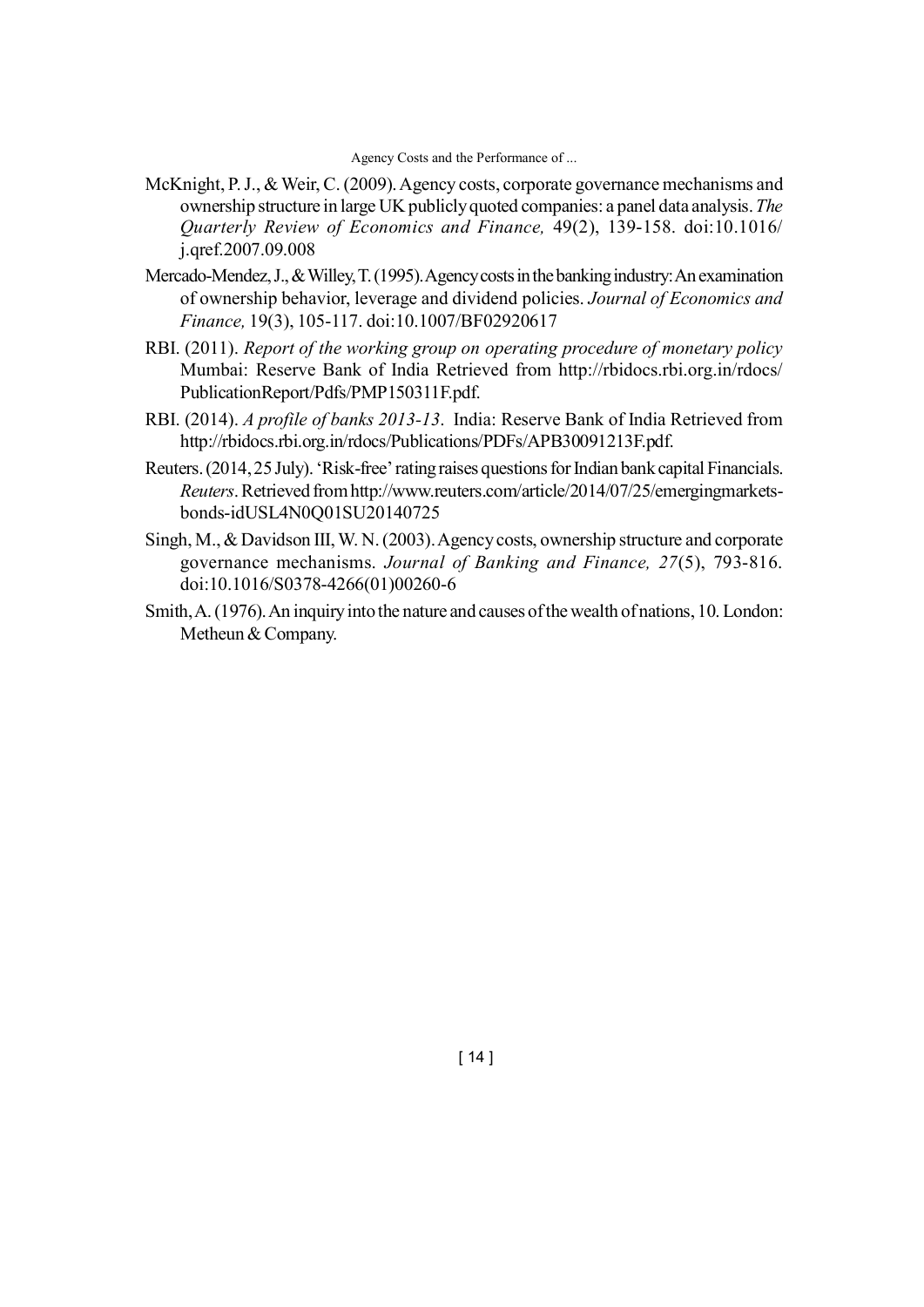McKnight, P. J., & Weir, C. (2009). Agency costs, corporate governance mechanisms and ownership structure in large UK publicly quoted companies: a panel data analysis. *The Quarterly Review of Economics and Finance,* 49(2), 139-158. doi:10.1016/j.qref.2007.09.008

Mercado-Mendez, J., & Willey, T. (1995). Agency costs in the banking industry: An examination of ownership behavior, leverage and dividend policies. *Journal of Economics and Finance,* 19(3), 105-117. doi:10.1007/BF02920617

RBI. (2011). *Report of the working group on operating procedure of monetary policy* Mumbai: Reserve Bank of India Retrieved from http://rbidocs.rbi.org.in/rdocs/PublicationReport/Pdfs/PMP150311F.pdf.

RBI. (2014). *A profile of banks 2013-13*. India: Reserve Bank of India Retrieved from http://rbidocs.rbi.org.in/rdocs/Publications/PDFs/APB30091213F.pdf.

Reuters. (2014, 25 July). 'Risk-free' rating raises questions for Indian bank capital Financials. *Reuters*. Retrieved from http://www.reuters.com/article/2014/07/25/emergingmarkets-bonds-idUSL4N0Q01SU20140725

Singh, M., & Davidson III, W. N. (2003). Agency costs, ownership structure and corporate governance mechanisms. *Journal of Banking and Finance, 27*(5), 793-816. doi:10.1016/S0378-4266(01)00260-6

Smith, A. (1976). An inquiry into the nature and causes of the wealth of nations, 10. London: Metheun & Company.